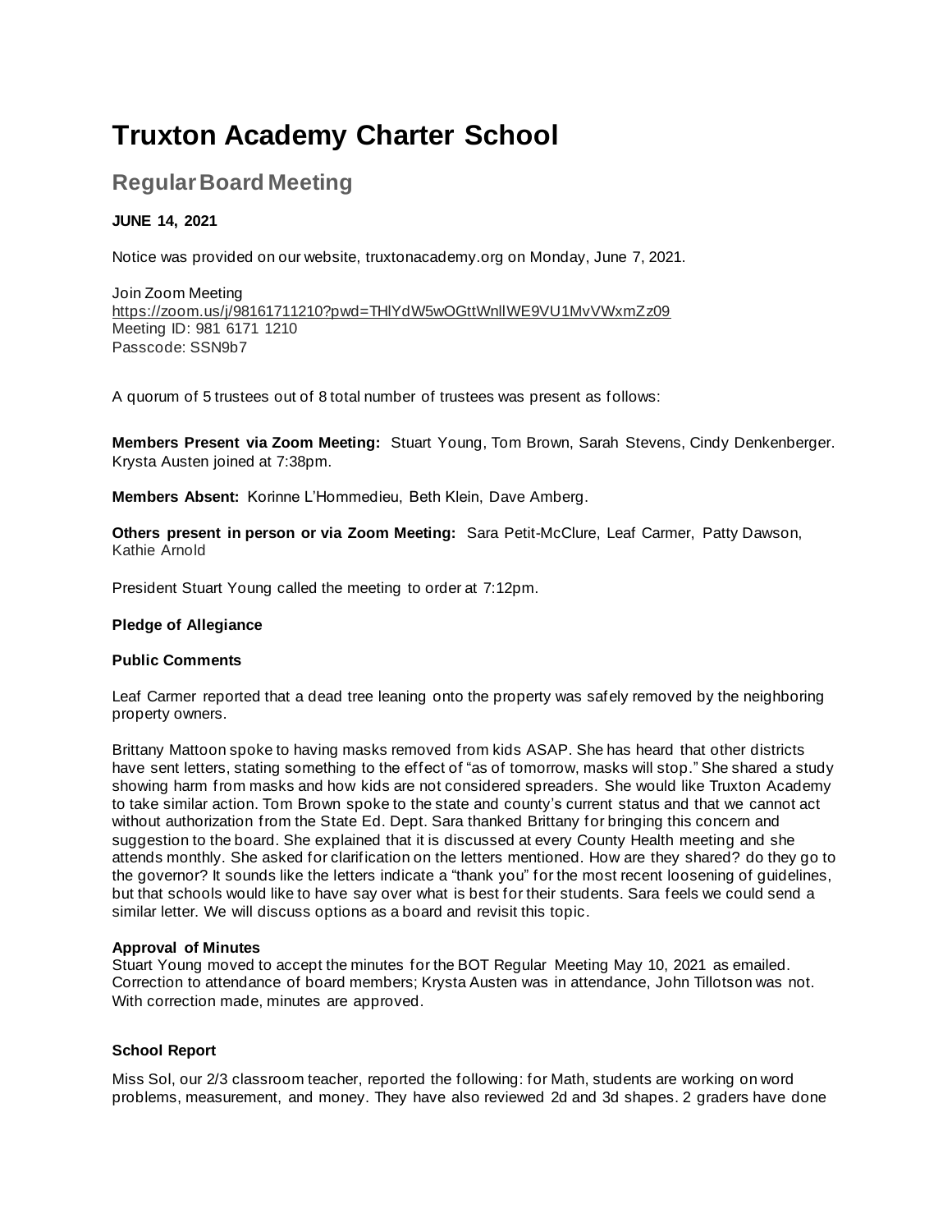# Truxton Academy Charter School

## Regular Board Meeting

**JUNE 14, 2021**

Notice was provided on our website, truxtonacademy.org on Monday, June 7, 2021.

Join Zoom Meeting
https://zoom.us/j/98161711210?pwd=THlYdW5wOGttWnllWE9VU1MvVWxmZz09
Meeting ID: 981 6171 1210
Passcode: SSN9b7

A quorum of 5 trustees out of 8 total number of trustees was present as follows:

**Members Present via Zoom Meeting:** Stuart Young, Tom Brown, Sarah Stevens, Cindy Denkenberger. Krysta Austen joined at 7:38pm.

**Members Absent:** Korinne L'Hommedieu, Beth Klein, Dave Amberg.

**Others present in person or via Zoom Meeting:** Sara Petit-McClure, Leaf Carmer, Patty Dawson, Kathie Arnold

President Stuart Young called the meeting to order at 7:12pm.

**Pledge of Allegiance**

**Public Comments**

Leaf Carmer reported that a dead tree leaning onto the property was safely removed by the neighboring property owners.

Brittany Mattoon spoke to having masks removed from kids ASAP. She has heard that other districts have sent letters, stating something to the effect of "as of tomorrow, masks will stop." She shared a study showing harm from masks and how kids are not considered spreaders. She would like Truxton Academy to take similar action. Tom Brown spoke to the state and county's current status and that we cannot act without authorization from the State Ed. Dept. Sara thanked Brittany for bringing this concern and suggestion to the board. She explained that it is discussed at every County Health meeting and she attends monthly. She asked for clarification on the letters mentioned. How are they shared? do they go to the governor? It sounds like the letters indicate a "thank you" for the most recent loosening of guidelines, but that schools would like to have say over what is best for their students. Sara feels we could send a similar letter. We will discuss options as a board and revisit this topic.

**Approval of Minutes**
Stuart Young moved to accept the minutes for the BOT Regular Meeting May 10, 2021 as emailed. Correction to attendance of board members; Krysta Austen was in attendance, John Tillotson was not. With correction made, minutes are approved.

**School Report**

Miss Sol, our 2/3 classroom teacher, reported the following: for Math, students are working on word problems, measurement, and money. They have also reviewed 2d and 3d shapes. 2 graders have done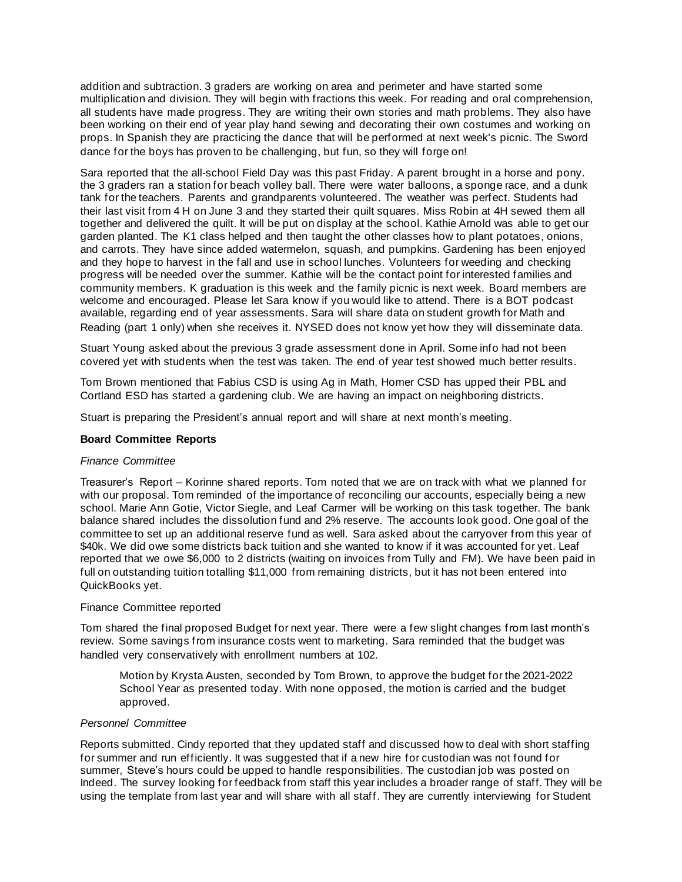addition and subtraction. 3 graders are working on area and perimeter and have started some multiplication and division. They will begin with fractions this week. For reading and oral comprehension, all students have made progress. They are writing their own stories and math problems. They also have been working on their end of year play hand sewing and decorating their own costumes and working on props. In Spanish they are practicing the dance that will be performed at next week's picnic. The Sword dance for the boys has proven to be challenging, but fun, so they will forge on!

Sara reported that the all-school Field Day was this past Friday. A parent brought in a horse and pony. the 3 graders ran a station for beach volley ball. There were water balloons, a sponge race, and a dunk tank for the teachers. Parents and grandparents volunteered. The weather was perfect. Students had their last visit from 4 H on June 3 and they started their quilt squares. Miss Robin at 4H sewed them all together and delivered the quilt. It will be put on display at the school. Kathie Arnold was able to get our garden planted. The K1 class helped and then taught the other classes how to plant potatoes, onions, and carrots. They have since added watermelon, squash, and pumpkins. Gardening has been enjoyed and they hope to harvest in the fall and use in school lunches. Volunteers for weeding and checking progress will be needed over the summer. Kathie will be the contact point for interested families and community members. K graduation is this week and the family picnic is next week. Board members are welcome and encouraged. Please let Sara know if you would like to attend. There is a BOT podcast available, regarding end of year assessments. Sara will share data on student growth for Math and Reading (part 1 only) when she receives it. NYSED does not know yet how they will disseminate data.

Stuart Young asked about the previous 3 grade assessment done in April. Some info had not been covered yet with students when the test was taken. The end of year test showed much better results.

Tom Brown mentioned that Fabius CSD is using Ag in Math, Homer CSD has upped their PBL and Cortland ESD has started a gardening club. We are having an impact on neighboring districts.

Stuart is preparing the President's annual report and will share at next month's meeting.

**Board Committee Reports**

*Finance Committee*

Treasurer's Report – Korinne shared reports. Tom noted that we are on track with what we planned for with our proposal. Tom reminded of the importance of reconciling our accounts, especially being a new school. Marie Ann Gotie, Victor Siegle, and Leaf Carmer will be working on this task together. The bank balance shared includes the dissolution fund and 2% reserve. The accounts look good. One goal of the committee to set up an additional reserve fund as well. Sara asked about the carryover from this year of $40k. We did owe some districts back tuition and she wanted to know if it was accounted for yet. Leaf reported that we owe $6,000 to 2 districts (waiting on invoices from Tully and FM). We have been paid in full on outstanding tuition totalling $11,000 from remaining districts, but it has not been entered into QuickBooks yet.

Finance Committee reported

Tom shared the final proposed Budget for next year. There were a few slight changes from last month's review. Some savings from insurance costs went to marketing. Sara reminded that the budget was handled very conservatively with enrollment numbers at 102.

> Motion by Krysta Austen, seconded by Tom Brown, to approve the budget for the 2021-2022 School Year as presented today. With none opposed, the motion is carried and the budget approved.

*Personnel Committee*

Reports submitted. Cindy reported that they updated staff and discussed how to deal with short staffing for summer and run efficiently. It was suggested that if a new hire for custodian was not found for summer, Steve's hours could be upped to handle responsibilities. The custodian job was posted on Indeed. The survey looking for feedback from staff this year includes a broader range of staff. They will be using the template from last year and will share with all staff. They are currently interviewing for Student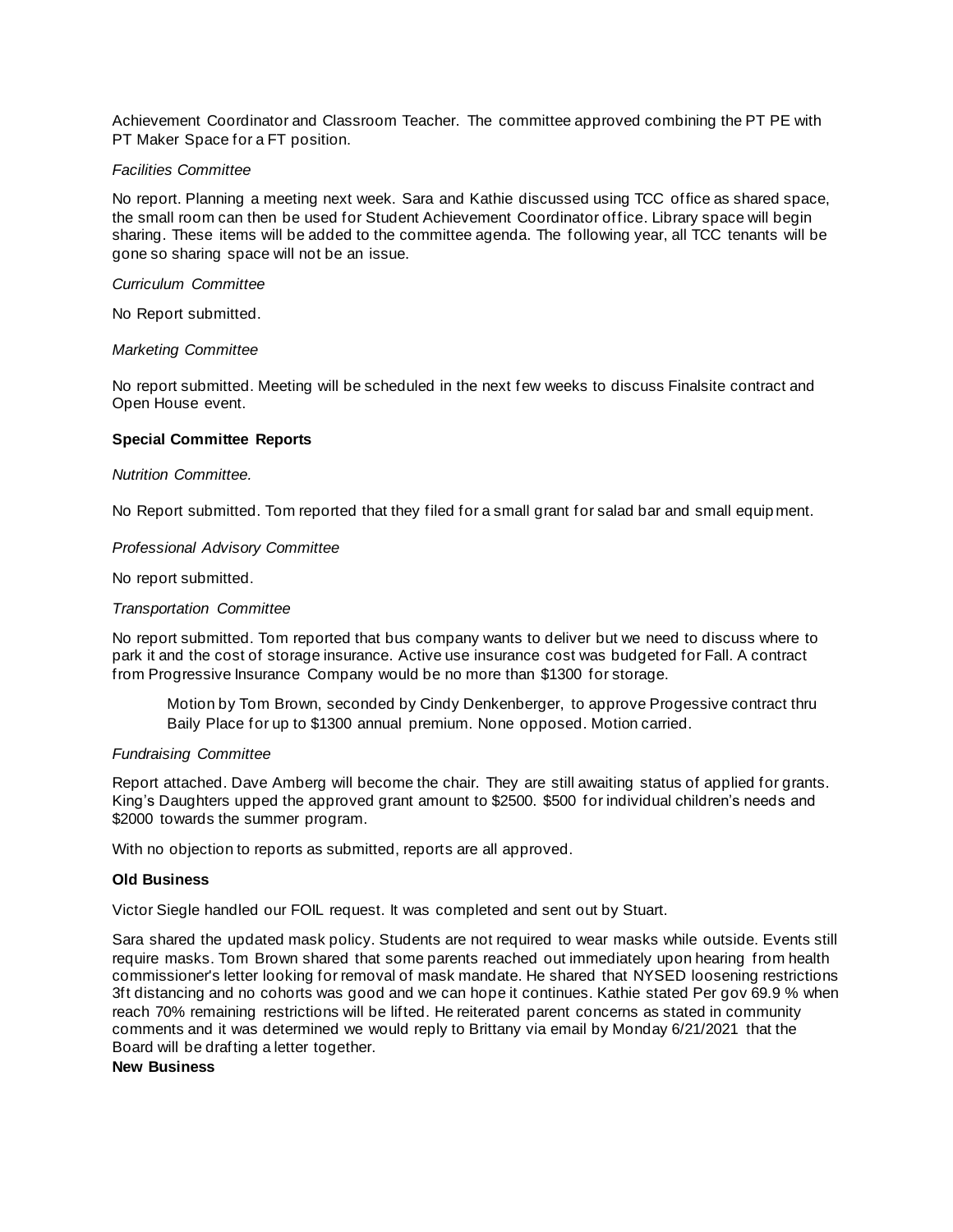Achievement Coordinator and Classroom Teacher. The committee approved combining the PT PE with PT Maker Space for a FT position.

*Facilities Committee*

No report. Planning a meeting next week. Sara and Kathie discussed using TCC office as shared space, the small room can then be used for Student Achievement Coordinator office. Library space will begin sharing. These items will be added to the committee agenda. The following year, all TCC tenants will be gone so sharing space will not be an issue.

*Curriculum Committee*

No Report submitted.

*Marketing Committee*

No report submitted. Meeting will be scheduled in the next few weeks to discuss Finalsite contract and Open House event.

**Special Committee Reports**

*Nutrition Committee.*

No Report submitted. Tom reported that they filed for a small grant for salad bar and small equipment.

*Professional Advisory Committee*

No report submitted.

*Transportation Committee*

No report submitted. Tom reported that bus company wants to deliver but we need to discuss where to park it and the cost of storage insurance. Active use insurance cost was budgeted for Fall. A contract from Progressive Insurance Company would be no more than $1300 for storage.

> Motion by Tom Brown, seconded by Cindy Denkenberger, to approve Progessive contract thru Baily Place for up to $1300 annual premium. None opposed. Motion carried.

*Fundraising Committee*

Report attached. Dave Amberg will become the chair. They are still awaiting status of applied for grants. King's Daughters upped the approved grant amount to $2500. $500 for individual children's needs and $2000 towards the summer program.

With no objection to reports as submitted, reports are all approved.

**Old Business**

Victor Siegle handled our FOIL request. It was completed and sent out by Stuart.

Sara shared the updated mask policy. Students are not required to wear masks while outside. Events still require masks. Tom Brown shared that some parents reached out immediately upon hearing from health commissioner's letter looking for removal of mask mandate. He shared that NYSED loosening restrictions 3ft distancing and no cohorts was good and we can hope it continues. Kathie stated Per gov 69.9 % when reach 70% remaining restrictions will be lifted. He reiterated parent concerns as stated in community comments and it was determined we would reply to Brittany via email by Monday 6/21/2021 that the Board will be drafting a letter together.

**New Business**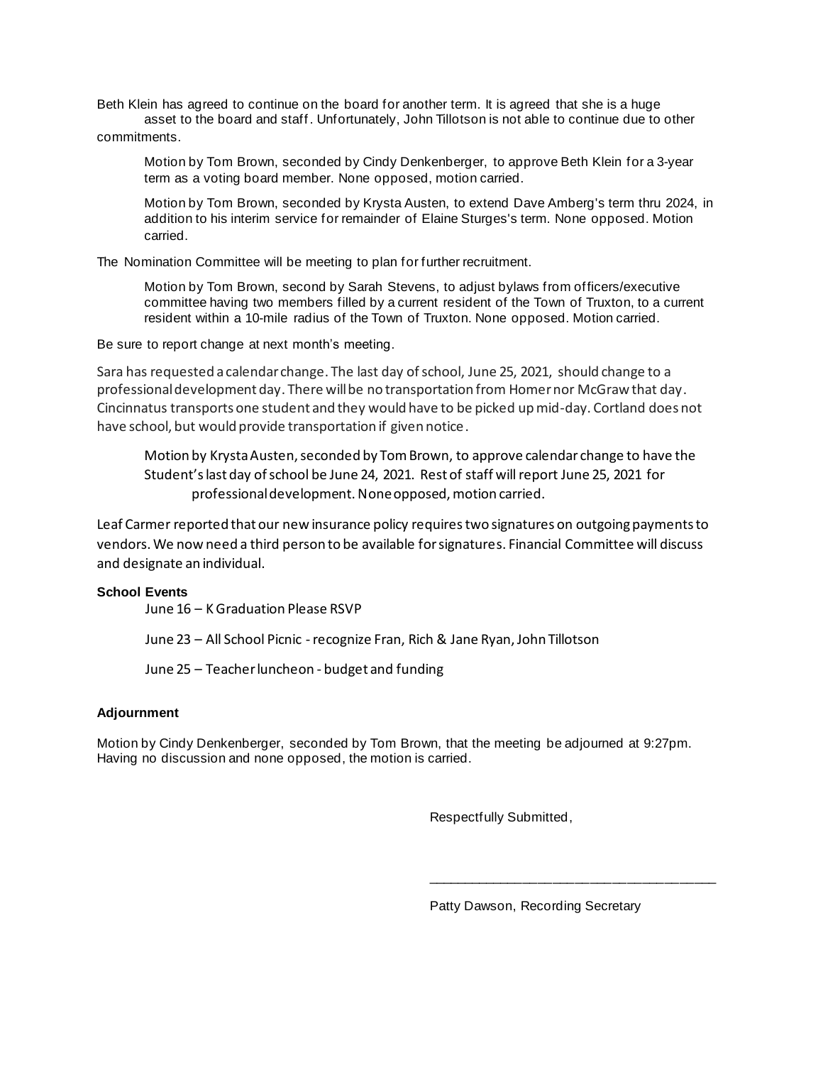Beth Klein has agreed to continue on the board for another term. It is agreed that she is a huge asset to the board and staff. Unfortunately, John Tillotson is not able to continue due to other commitments.

> Motion by Tom Brown, seconded by Cindy Denkenberger, to approve Beth Klein for a 3-year term as a voting board member. None opposed, motion carried.
>
> Motion by Tom Brown, seconded by Krysta Austen, to extend Dave Amberg's term thru 2024, in addition to his interim service for remainder of Elaine Sturges's term. None opposed. Motion carried.

The Nomination Committee will be meeting to plan for further recruitment.

> Motion by Tom Brown, second by Sarah Stevens, to adjust bylaws from officers/executive committee having two members filled by a current resident of the Town of Truxton, to a current resident within a 10-mile radius of the Town of Truxton. None opposed. Motion carried.

Be sure to report change at next month's meeting.

Sara has requested a calendar change. The last day of school, June 25, 2021, should change to a professional development day. There will be no transportation from Homer nor McGraw that day. Cincinnatus transports one student and they would have to be picked up mid-day. Cortland does not have school, but would provide transportation if given notice.

> Motion by Krysta Austen, seconded by Tom Brown, to approve calendar change to have the Student's last day of school be June 24, 2021. Rest of staff will report June 25, 2021 for professional development. None opposed, motion carried.

Leaf Carmer reported that our new insurance policy requires two signatures on outgoing payments to vendors. We now need a third person to be available for signatures. Financial Committee will discuss and designate an individual.

**School Events**

June 16 – K Graduation Please RSVP

June 23 – All School Picnic - recognize Fran, Rich & Jane Ryan, John Tillotson

June 25 – Teacher luncheon - budget and funding

**Adjournment**

Motion by Cindy Denkenberger, seconded by Tom Brown, that the meeting be adjourned at 9:27pm. Having no discussion and none opposed, the motion is carried.

Respectfully Submitted,

\_\_\_\_\_\_\_\_\_\_\_\_\_\_\_\_\_\_\_\_\_\_\_\_\_\_\_\_\_\_\_\_\_\_\_\_\_\_\_\_

Patty Dawson, Recording Secretary